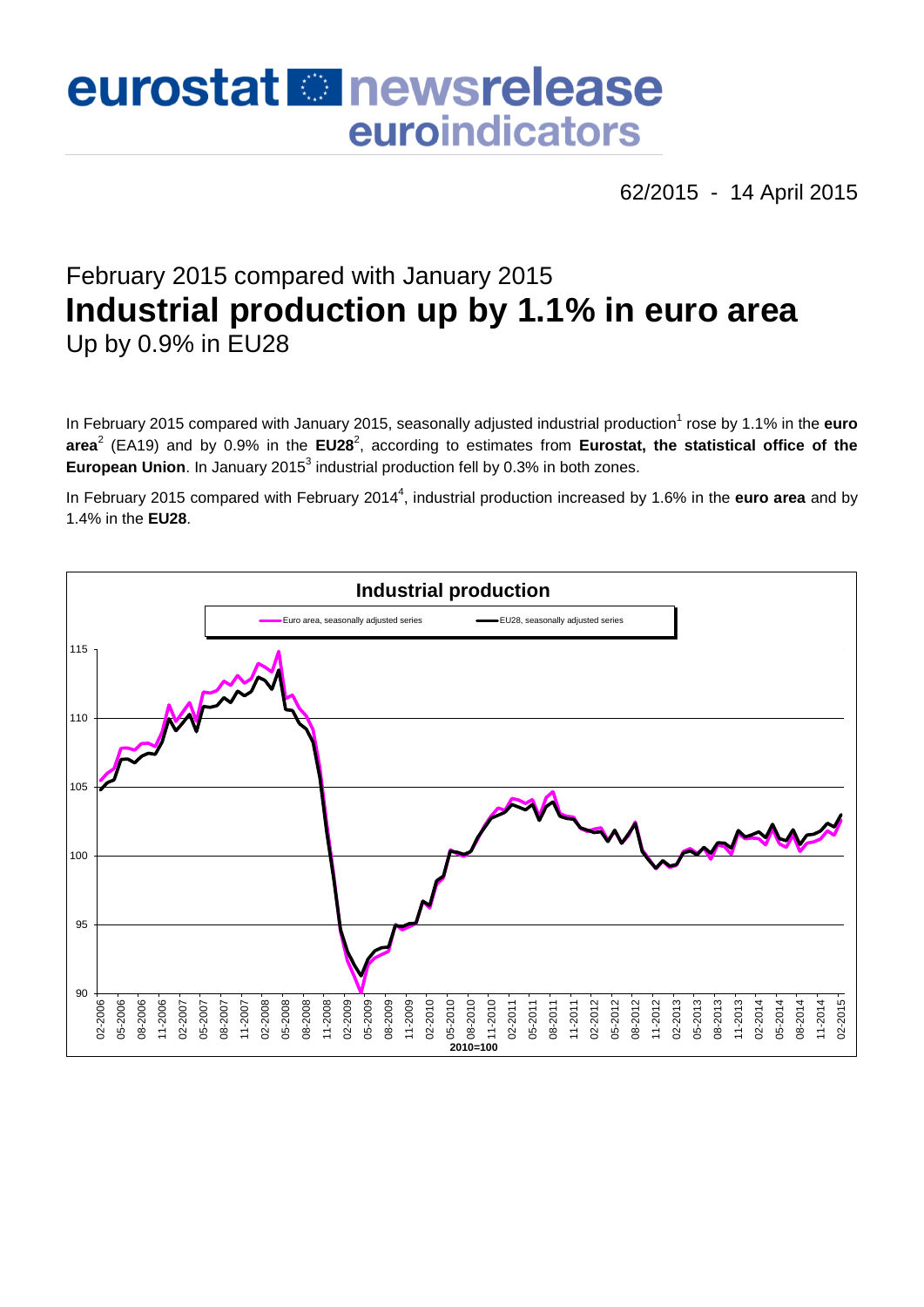# eurostat newsrelease euroindicators

62/2015 - 14 April 2015

## February 2015 compared with January 2015
# Industrial production up by 1.1% in euro area
## Up by 0.9% in EU28

In February 2015 compared with January 2015, seasonally adjusted industrial production[1] rose by 1.1% in the **euro area**[2] (EA19) and by 0.9% in the **EU28**[2], according to estimates from **Eurostat, the statistical office of the European Union**. In January 2015[3] industrial production fell by 0.3% in both zones.

In February 2015 compared with February 2014[4], industrial production increased by 1.6% in the **euro area** and by 1.4% in the **EU28**.

**Industrial production**

Euro area, seasonally adjusted series — EU28, seasonally adjusted series

2010=100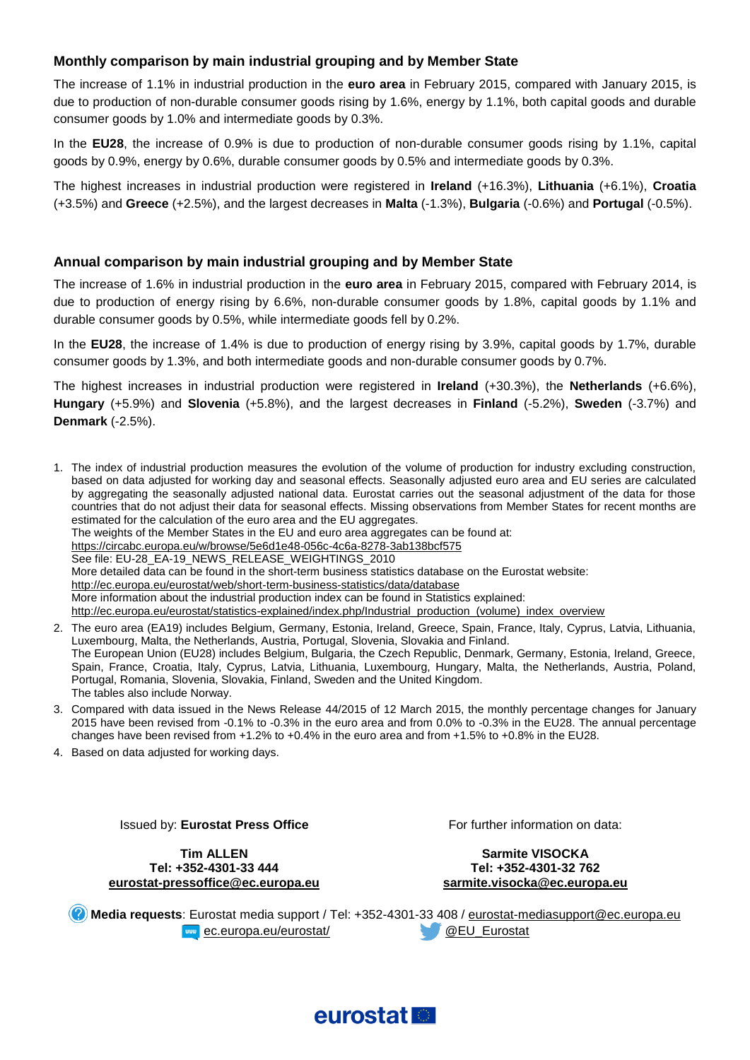## Monthly comparison by main industrial grouping and by Member State

The increase of 1.1% in industrial production in the **euro area** in February 2015, compared with January 2015, is due to production of non-durable consumer goods rising by 1.6%, energy by 1.1%, both capital goods and durable consumer goods by 1.0% and intermediate goods by 0.3%.

In the **EU28**, the increase of 0.9% is due to production of non-durable consumer goods rising by 1.1%, capital goods by 0.9%, energy by 0.6%, durable consumer goods by 0.5% and intermediate goods by 0.3%.

The highest increases in industrial production were registered in **Ireland** (+16.3%), **Lithuania** (+6.1%), **Croatia** (+3.5%) and **Greece** (+2.5%), and the largest decreases in **Malta** (-1.3%), **Bulgaria** (-0.6%) and **Portugal** (-0.5%).

## Annual comparison by main industrial grouping and by Member State

The increase of 1.6% in industrial production in the **euro area** in February 2015, compared with February 2014, is due to production of energy rising by 6.6%, non-durable consumer goods by 1.8%, capital goods by 1.1% and durable consumer goods by 0.5%, while intermediate goods fell by 0.2%.

In the **EU28**, the increase of 1.4% is due to production of energy rising by 3.9%, capital goods by 1.7%, durable consumer goods by 1.3%, and both intermediate goods and non-durable consumer goods by 0.7%.

The highest increases in industrial production were registered in **Ireland** (+30.3%), the **Netherlands** (+6.6%), **Hungary** (+5.9%) and **Slovenia** (+5.8%), and the largest decreases in **Finland** (-5.2%), **Sweden** (-3.7%) and **Denmark** (-2.5%).

1. The index of industrial production measures the evolution of the volume of production for industry excluding construction, based on data adjusted for working day and seasonal effects. Seasonally adjusted euro area and EU series are calculated by aggregating the seasonally adjusted national data. Eurostat carries out the seasonal adjustment of the data for those countries that do not adjust their data for seasonal effects. Missing observations from Member States for recent months are estimated for the calculation of the euro area and the EU aggregates.
   The weights of the Member States in the EU and euro area aggregates can be found at:
   https://circabc.europa.eu/w/browse/5e6d1e48-056c-4c6a-8278-3ab138bcf575
   See file: EU-28_EA-19_NEWS_RELEASE_WEIGHTINGS_2010
   More detailed data can be found in the short-term business statistics database on the Eurostat website:
   http://ec.europa.eu/eurostat/web/short-term-business-statistics/data/database
   More information about the industrial production index can be found in Statistics explained:
   http://ec.europa.eu/eurostat/statistics-explained/index.php/Industrial_production_(volume)_index_overview
2. The euro area (EA19) includes Belgium, Germany, Estonia, Ireland, Greece, Spain, France, Italy, Cyprus, Latvia, Lithuania, Luxembourg, Malta, the Netherlands, Austria, Portugal, Slovenia, Slovakia and Finland.
   The European Union (EU28) includes Belgium, Bulgaria, the Czech Republic, Denmark, Germany, Estonia, Ireland, Greece, Spain, France, Croatia, Italy, Cyprus, Latvia, Lithuania, Luxembourg, Hungary, Malta, the Netherlands, Austria, Poland, Portugal, Romania, Slovenia, Slovakia, Finland, Sweden and the United Kingdom.
   The tables also include Norway.
3. Compared with data issued in the News Release 44/2015 of 12 March 2015, the monthly percentage changes for January 2015 have been revised from -0.1% to -0.3% in the euro area and from 0.0% to -0.3% in the EU28. The annual percentage changes have been revised from +1.2% to +0.4% in the euro area and from +1.5% to +0.8% in the EU28.
4. Based on data adjusted for working days.

Issued by: **Eurostat Press Office**

**Tim ALLEN**
**Tel: +352-4301-33 444**
**eurostat-pressoffice@ec.europa.eu**

For further information on data:

**Sarmite VISOCKA**
**Tel: +352-4301-32 762**
**sarmite.visocka@ec.europa.eu**

**Media requests**: Eurostat media support / Tel: +352-4301-33 408 / eurostat-mediasupport@ec.europa.eu

ec.europa.eu/eurostat/ @EU_Eurostat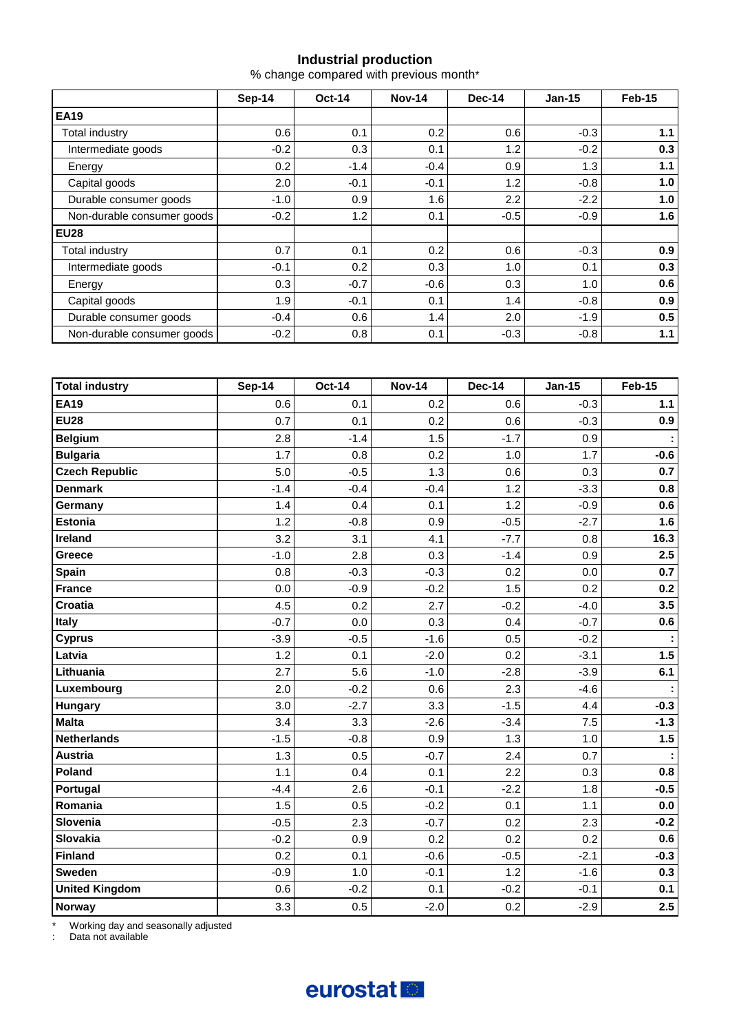## Industrial production

% change compared with previous month*

| | Sep-14 | Oct-14 | Nov-14 | Dec-14 | Jan-15 | Feb-15 |
|---|---|---|---|---|---|---|
| **EA19** | | | | | | |
| Total industry | 0.6 | 0.1 | 0.2 | 0.6 | -0.3 | **1.1** |
| Intermediate goods | -0.2 | 0.3 | 0.1 | 1.2 | -0.2 | **0.3** |
| Energy | 0.2 | -1.4 | -0.4 | 0.9 | 1.3 | **1.1** |
| Capital goods | 2.0 | -0.1 | -0.1 | 1.2 | -0.8 | **1.0** |
| Durable consumer goods | -1.0 | 0.9 | 1.6 | 2.2 | -2.2 | **1.0** |
| Non-durable consumer goods | -0.2 | 1.2 | 0.1 | -0.5 | -0.9 | **1.6** |
| **EU28** | | | | | | |
| Total industry | 0.7 | 0.1 | 0.2 | 0.6 | -0.3 | **0.9** |
| Intermediate goods | -0.1 | 0.2 | 0.3 | 1.0 | 0.1 | **0.3** |
| Energy | 0.3 | -0.7 | -0.6 | 0.3 | 1.0 | **0.6** |
| Capital goods | 1.9 | -0.1 | 0.1 | 1.4 | -0.8 | **0.9** |
| Durable consumer goods | -0.4 | 0.6 | 1.4 | 2.0 | -1.9 | **0.5** |
| Non-durable consumer goods | -0.2 | 0.8 | 0.1 | -0.3 | -0.8 | **1.1** |

| **Total industry** | Sep-14 | Oct-14 | Nov-14 | Dec-14 | Jan-15 | Feb-15 |
|---|---|---|---|---|---|---|
| **EA19** | 0.6 | 0.1 | 0.2 | 0.6 | -0.3 | **1.1** |
| **EU28** | 0.7 | 0.1 | 0.2 | 0.6 | -0.3 | **0.9** |
| **Belgium** | 2.8 | -1.4 | 1.5 | -1.7 | 0.9 | **:** |
| **Bulgaria** | 1.7 | 0.8 | 0.2 | 1.0 | 1.7 | **-0.6** |
| **Czech Republic** | 5.0 | -0.5 | 1.3 | 0.6 | 0.3 | **0.7** |
| **Denmark** | -1.4 | -0.4 | -0.4 | 1.2 | -3.3 | **0.8** |
| **Germany** | 1.4 | 0.4 | 0.1 | 1.2 | -0.9 | **0.6** |
| **Estonia** | 1.2 | -0.8 | 0.9 | -0.5 | -2.7 | **1.6** |
| **Ireland** | 3.2 | 3.1 | 4.1 | -7.7 | 0.8 | **16.3** |
| **Greece** | -1.0 | 2.8 | 0.3 | -1.4 | 0.9 | **2.5** |
| **Spain** | 0.8 | -0.3 | -0.3 | 0.2 | 0.0 | **0.7** |
| **France** | 0.0 | -0.9 | -0.2 | 1.5 | 0.2 | **0.2** |
| **Croatia** | 4.5 | 0.2 | 2.7 | -0.2 | -4.0 | **3.5** |
| **Italy** | -0.7 | 0.0 | 0.3 | 0.4 | -0.7 | **0.6** |
| **Cyprus** | -3.9 | -0.5 | -1.6 | 0.5 | -0.2 | **:** |
| **Latvia** | 1.2 | 0.1 | -2.0 | 0.2 | -3.1 | **1.5** |
| **Lithuania** | 2.7 | 5.6 | -1.0 | -2.8 | -3.9 | **6.1** |
| **Luxembourg** | 2.0 | -0.2 | 0.6 | 2.3 | -4.6 | **:** |
| **Hungary** | 3.0 | -2.7 | 3.3 | -1.5 | 4.4 | **-0.3** |
| **Malta** | 3.4 | 3.3 | -2.6 | -3.4 | 7.5 | **-1.3** |
| **Netherlands** | -1.5 | -0.8 | 0.9 | 1.3 | 1.0 | **1.5** |
| **Austria** | 1.3 | 0.5 | -0.7 | 2.4 | 0.7 | **:** |
| **Poland** | 1.1 | 0.4 | 0.1 | 2.2 | 0.3 | **0.8** |
| **Portugal** | -4.4 | 2.6 | -0.1 | -2.2 | 1.8 | **-0.5** |
| **Romania** | 1.5 | 0.5 | -0.2 | 0.1 | 1.1 | **0.0** |
| **Slovenia** | -0.5 | 2.3 | -0.7 | 0.2 | 2.3 | **-0.2** |
| **Slovakia** | -0.2 | 0.9 | 0.2 | 0.2 | 0.2 | **0.6** |
| **Finland** | 0.2 | 0.1 | -0.6 | -0.5 | -2.1 | **-0.3** |
| **Sweden** | -0.9 | 1.0 | -0.1 | 1.2 | -1.6 | **0.3** |
| **United Kingdom** | 0.6 | -0.2 | 0.1 | -0.2 | -0.1 | **0.1** |
| **Norway** | 3.3 | 0.5 | -2.0 | 0.2 | -2.9 | **2.5** |

\* Working day and seasonally adjusted

: Data not available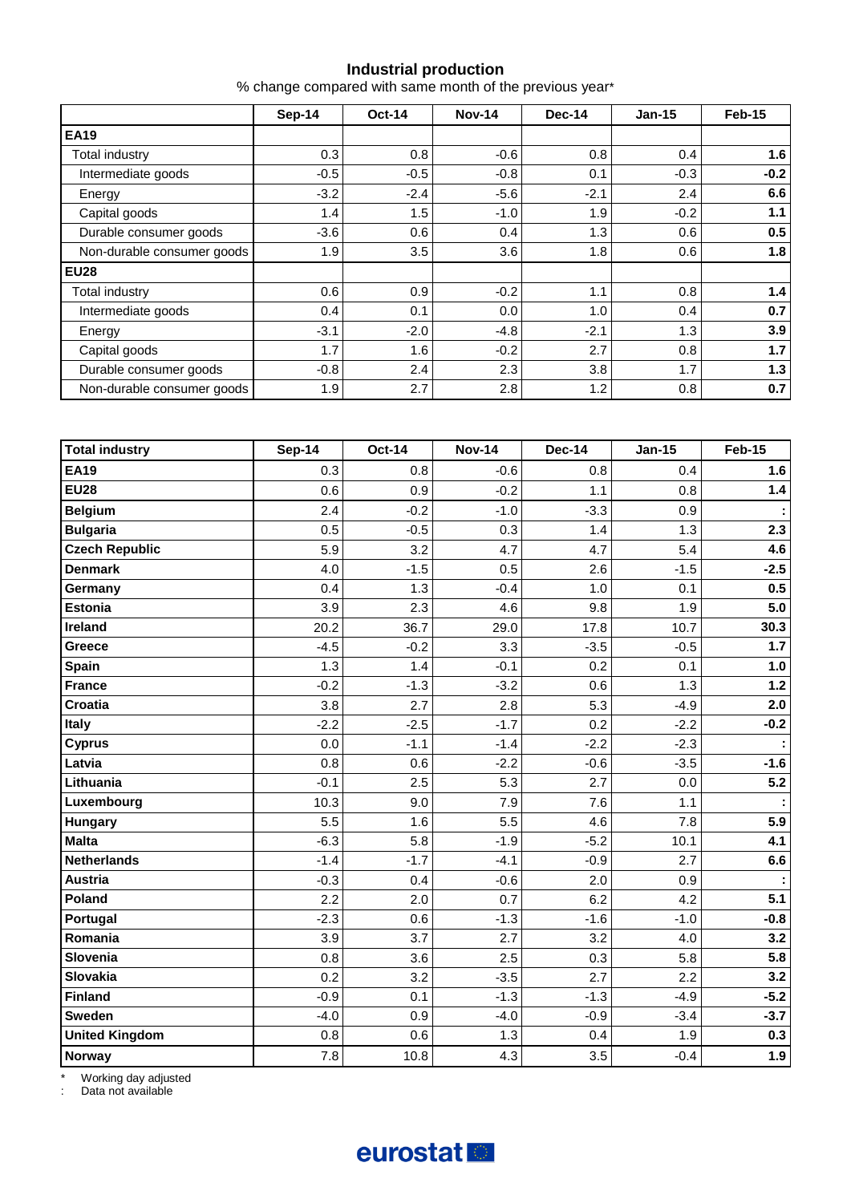## Industrial production

% change compared with same month of the previous year*

| | Sep-14 | Oct-14 | Nov-14 | Dec-14 | Jan-15 | Feb-15 |
|---|---|---|---|---|---|---|
| **EA19** | | | | | | |
| Total industry | 0.3 | 0.8 | -0.6 | 0.8 | 0.4 | **1.6** |
| Intermediate goods | -0.5 | -0.5 | -0.8 | 0.1 | -0.3 | **-0.2** |
| Energy | -3.2 | -2.4 | -5.6 | -2.1 | 2.4 | **6.6** |
| Capital goods | 1.4 | 1.5 | -1.0 | 1.9 | -0.2 | **1.1** |
| Durable consumer goods | -3.6 | 0.6 | 0.4 | 1.3 | 0.6 | **0.5** |
| Non-durable consumer goods | 1.9 | 3.5 | 3.6 | 1.8 | 0.6 | **1.8** |
| **EU28** | | | | | | |
| Total industry | 0.6 | 0.9 | -0.2 | 1.1 | 0.8 | **1.4** |
| Intermediate goods | 0.4 | 0.1 | 0.0 | 1.0 | 0.4 | **0.7** |
| Energy | -3.1 | -2.0 | -4.8 | -2.1 | 1.3 | **3.9** |
| Capital goods | 1.7 | 1.6 | -0.2 | 2.7 | 0.8 | **1.7** |
| Durable consumer goods | -0.8 | 2.4 | 2.3 | 3.8 | 1.7 | **1.3** |
| Non-durable consumer goods | 1.9 | 2.7 | 2.8 | 1.2 | 0.8 | **0.7** |

| **Total industry** | Sep-14 | Oct-14 | Nov-14 | Dec-14 | Jan-15 | Feb-15 |
|---|---|---|---|---|---|---|
| **EA19** | 0.3 | 0.8 | -0.6 | 0.8 | 0.4 | **1.6** |
| **EU28** | 0.6 | 0.9 | -0.2 | 1.1 | 0.8 | **1.4** |
| **Belgium** | 2.4 | -0.2 | -1.0 | -3.3 | 0.9 | **:** |
| **Bulgaria** | 0.5 | -0.5 | 0.3 | 1.4 | 1.3 | **2.3** |
| **Czech Republic** | 5.9 | 3.2 | 4.7 | 4.7 | 5.4 | **4.6** |
| **Denmark** | 4.0 | -1.5 | 0.5 | 2.6 | -1.5 | **-2.5** |
| **Germany** | 0.4 | 1.3 | -0.4 | 1.0 | 0.1 | **0.5** |
| **Estonia** | 3.9 | 2.3 | 4.6 | 9.8 | 1.9 | **5.0** |
| **Ireland** | 20.2 | 36.7 | 29.0 | 17.8 | 10.7 | **30.3** |
| **Greece** | -4.5 | -0.2 | 3.3 | -3.5 | -0.5 | **1.7** |
| **Spain** | 1.3 | 1.4 | -0.1 | 0.2 | 0.1 | **1.0** |
| **France** | -0.2 | -1.3 | -3.2 | 0.6 | 1.3 | **1.2** |
| **Croatia** | 3.8 | 2.7 | 2.8 | 5.3 | -4.9 | **2.0** |
| **Italy** | -2.2 | -2.5 | -1.7 | 0.2 | -2.2 | **-0.2** |
| **Cyprus** | 0.0 | -1.1 | -1.4 | -2.2 | -2.3 | **:** |
| **Latvia** | 0.8 | 0.6 | -2.2 | -0.6 | -3.5 | **-1.6** |
| **Lithuania** | -0.1 | 2.5 | 5.3 | 2.7 | 0.0 | **5.2** |
| **Luxembourg** | 10.3 | 9.0 | 7.9 | 7.6 | 1.1 | **:** |
| **Hungary** | 5.5 | 1.6 | 5.5 | 4.6 | 7.8 | **5.9** |
| **Malta** | -6.3 | 5.8 | -1.9 | -5.2 | 10.1 | **4.1** |
| **Netherlands** | -1.4 | -1.7 | -4.1 | -0.9 | 2.7 | **6.6** |
| **Austria** | -0.3 | 0.4 | -0.6 | 2.0 | 0.9 | **:** |
| **Poland** | 2.2 | 2.0 | 0.7 | 6.2 | 4.2 | **5.1** |
| **Portugal** | -2.3 | 0.6 | -1.3 | -1.6 | -1.0 | **-0.8** |
| **Romania** | 3.9 | 3.7 | 2.7 | 3.2 | 4.0 | **3.2** |
| **Slovenia** | 0.8 | 3.6 | 2.5 | 0.3 | 5.8 | **5.8** |
| **Slovakia** | 0.2 | 3.2 | -3.5 | 2.7 | 2.2 | **3.2** |
| **Finland** | -0.9 | 0.1 | -1.3 | -1.3 | -4.9 | **-5.2** |
| **Sweden** | -4.0 | 0.9 | -4.0 | -0.9 | -3.4 | **-3.7** |
| **United Kingdom** | 0.8 | 0.6 | 1.3 | 0.4 | 1.9 | **0.3** |
| **Norway** | 7.8 | 10.8 | 4.3 | 3.5 | -0.4 | **1.9** |

\* Working day adjusted

: Data not available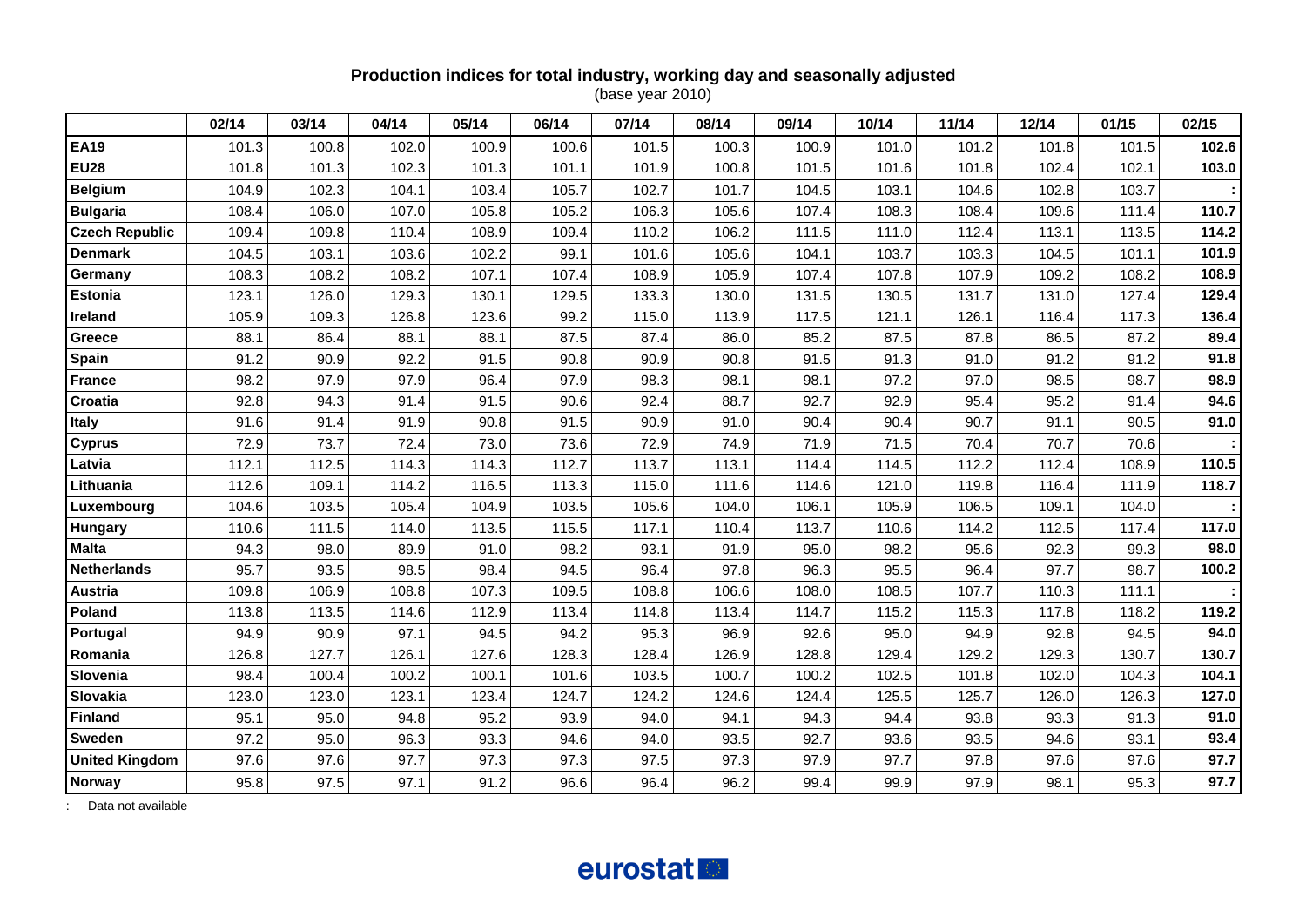**Production indices for total industry, working day and seasonally adjusted**

(base year 2010)

| | 02/14 | 03/14 | 04/14 | 05/14 | 06/14 | 07/14 | 08/14 | 09/14 | 10/14 | 11/14 | 12/14 | 01/15 | 02/15 |
|---|---|---|---|---|---|---|---|---|---|---|---|---|---|
| **EA19** | 101.3 | 100.8 | 102.0 | 100.9 | 100.6 | 101.5 | 100.3 | 100.9 | 101.0 | 101.2 | 101.8 | 101.5 | **102.6** |
| **EU28** | 101.8 | 101.3 | 102.3 | 101.3 | 101.1 | 101.9 | 100.8 | 101.5 | 101.6 | 101.8 | 102.4 | 102.1 | **103.0** |
| **Belgium** | 104.9 | 102.3 | 104.1 | 103.4 | 105.7 | 102.7 | 101.7 | 104.5 | 103.1 | 104.6 | 102.8 | 103.7 | **:** |
| **Bulgaria** | 108.4 | 106.0 | 107.0 | 105.8 | 105.2 | 106.3 | 105.6 | 107.4 | 108.3 | 108.4 | 109.6 | 111.4 | **110.7** |
| **Czech Republic** | 109.4 | 109.8 | 110.4 | 108.9 | 109.4 | 110.2 | 106.2 | 111.5 | 111.0 | 112.4 | 113.1 | 113.5 | **114.2** |
| **Denmark** | 104.5 | 103.1 | 103.6 | 102.2 | 99.1 | 101.6 | 105.6 | 104.1 | 103.7 | 103.3 | 104.5 | 101.1 | **101.9** |
| **Germany** | 108.3 | 108.2 | 108.2 | 107.1 | 107.4 | 108.9 | 105.9 | 107.4 | 107.8 | 107.9 | 109.2 | 108.2 | **108.9** |
| **Estonia** | 123.1 | 126.0 | 129.3 | 130.1 | 129.5 | 133.3 | 130.0 | 131.5 | 130.5 | 131.7 | 131.0 | 127.4 | **129.4** |
| **Ireland** | 105.9 | 109.3 | 126.8 | 123.6 | 99.2 | 115.0 | 113.9 | 117.5 | 121.1 | 126.1 | 116.4 | 117.3 | **136.4** |
| **Greece** | 88.1 | 86.4 | 88.1 | 88.1 | 87.5 | 87.4 | 86.0 | 85.2 | 87.5 | 87.8 | 86.5 | 87.2 | **89.4** |
| **Spain** | 91.2 | 90.9 | 92.2 | 91.5 | 90.8 | 90.9 | 90.8 | 91.5 | 91.3 | 91.0 | 91.2 | 91.2 | **91.8** |
| **France** | 98.2 | 97.9 | 97.9 | 96.4 | 97.9 | 98.3 | 98.1 | 98.1 | 97.2 | 97.0 | 98.5 | 98.7 | **98.9** |
| **Croatia** | 92.8 | 94.3 | 91.4 | 91.5 | 90.6 | 92.4 | 88.7 | 92.7 | 92.9 | 95.4 | 95.2 | 91.4 | **94.6** |
| **Italy** | 91.6 | 91.4 | 91.9 | 90.8 | 91.5 | 90.9 | 91.0 | 90.4 | 90.4 | 90.7 | 91.1 | 90.5 | **91.0** |
| **Cyprus** | 72.9 | 73.7 | 72.4 | 73.0 | 73.6 | 72.9 | 74.9 | 71.9 | 71.5 | 70.4 | 70.7 | 70.6 | **:** |
| **Latvia** | 112.1 | 112.5 | 114.3 | 114.3 | 112.7 | 113.7 | 113.1 | 114.4 | 114.5 | 112.2 | 112.4 | 108.9 | **110.5** |
| **Lithuania** | 112.6 | 109.1 | 114.2 | 116.5 | 113.3 | 115.0 | 111.6 | 114.6 | 121.0 | 119.8 | 116.4 | 111.9 | **118.7** |
| **Luxembourg** | 104.6 | 103.5 | 105.4 | 104.9 | 103.5 | 105.6 | 104.0 | 106.1 | 105.9 | 106.5 | 109.1 | 104.0 | **:** |
| **Hungary** | 110.6 | 111.5 | 114.0 | 113.5 | 115.5 | 117.1 | 110.4 | 113.7 | 110.6 | 114.2 | 112.5 | 117.4 | **117.0** |
| **Malta** | 94.3 | 98.0 | 89.9 | 91.0 | 98.2 | 93.1 | 91.9 | 95.0 | 98.2 | 95.6 | 92.3 | 99.3 | **98.0** |
| **Netherlands** | 95.7 | 93.5 | 98.5 | 98.4 | 94.5 | 96.4 | 97.8 | 96.3 | 95.5 | 96.4 | 97.7 | 98.7 | **100.2** |
| **Austria** | 109.8 | 106.9 | 108.8 | 107.3 | 109.5 | 108.8 | 106.6 | 108.0 | 108.5 | 107.7 | 110.3 | 111.1 | **:** |
| **Poland** | 113.8 | 113.5 | 114.6 | 112.9 | 113.4 | 114.8 | 113.4 | 114.7 | 115.2 | 115.3 | 117.8 | 118.2 | **119.2** |
| **Portugal** | 94.9 | 90.9 | 97.1 | 94.5 | 94.2 | 95.3 | 96.9 | 92.6 | 95.0 | 94.9 | 92.8 | 94.5 | **94.0** |
| **Romania** | 126.8 | 127.7 | 126.1 | 127.6 | 128.3 | 128.4 | 126.9 | 128.8 | 129.4 | 129.2 | 129.3 | 130.7 | **130.7** |
| **Slovenia** | 98.4 | 100.4 | 100.2 | 100.1 | 101.6 | 103.5 | 100.7 | 100.2 | 102.5 | 101.8 | 102.0 | 104.3 | **104.1** |
| **Slovakia** | 123.0 | 123.0 | 123.1 | 123.4 | 124.7 | 124.2 | 124.6 | 124.4 | 125.5 | 125.7 | 126.0 | 126.3 | **127.0** |
| **Finland** | 95.1 | 95.0 | 94.8 | 95.2 | 93.9 | 94.0 | 94.1 | 94.3 | 94.4 | 93.8 | 93.3 | 91.3 | **91.0** |
| **Sweden** | 97.2 | 95.0 | 96.3 | 93.3 | 94.6 | 94.0 | 93.5 | 92.7 | 93.6 | 93.5 | 94.6 | 93.1 | **93.4** |
| **United Kingdom** | 97.6 | 97.6 | 97.7 | 97.3 | 97.3 | 97.5 | 97.3 | 97.9 | 97.7 | 97.8 | 97.6 | 97.6 | **97.7** |
| **Norway** | 95.8 | 97.5 | 97.1 | 91.2 | 96.6 | 96.4 | 96.2 | 99.4 | 99.9 | 97.9 | 98.1 | 95.3 | **97.7** |

: Data not available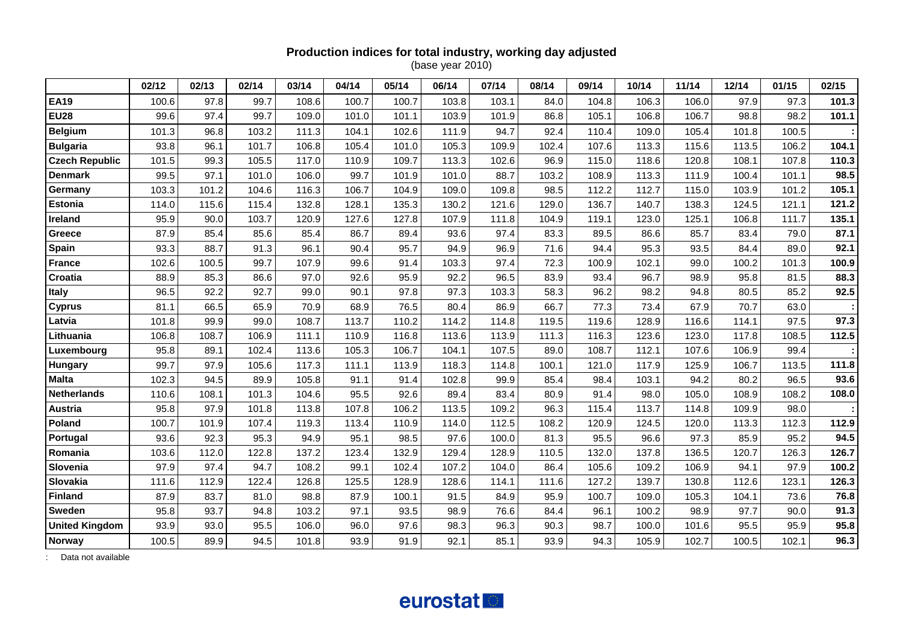**Production indices for total industry, working day adjusted**

(base year 2010)

| | 02/12 | 02/13 | 02/14 | 03/14 | 04/14 | 05/14 | 06/14 | 07/14 | 08/14 | 09/14 | 10/14 | 11/14 | 12/14 | 01/15 | 02/15 |
|---|---|---|---|---|---|---|---|---|---|---|---|---|---|---|---|
| **EA19** | 100.6 | 97.8 | 99.7 | 108.6 | 100.7 | 100.7 | 103.8 | 103.1 | 84.0 | 104.8 | 106.3 | 106.0 | 97.9 | 97.3 | **101.3** |
| **EU28** | 99.6 | 97.4 | 99.7 | 109.0 | 101.0 | 101.1 | 103.9 | 101.9 | 86.8 | 105.1 | 106.8 | 106.7 | 98.8 | 98.2 | **101.1** |
| **Belgium** | 101.3 | 96.8 | 103.2 | 111.3 | 104.1 | 102.6 | 111.9 | 94.7 | 92.4 | 110.4 | 109.0 | 105.4 | 101.8 | 100.5 | **:** |
| **Bulgaria** | 93.8 | 96.1 | 101.7 | 106.8 | 105.4 | 101.0 | 105.3 | 109.9 | 102.4 | 107.6 | 113.3 | 115.6 | 113.5 | 106.2 | **104.1** |
| **Czech Republic** | 101.5 | 99.3 | 105.5 | 117.0 | 110.9 | 109.7 | 113.3 | 102.6 | 96.9 | 115.0 | 118.6 | 120.8 | 108.1 | 107.8 | **110.3** |
| **Denmark** | 99.5 | 97.1 | 101.0 | 106.0 | 99.7 | 101.9 | 101.0 | 88.7 | 103.2 | 108.9 | 113.3 | 111.9 | 100.4 | 101.1 | **98.5** |
| **Germany** | 103.3 | 101.2 | 104.6 | 116.3 | 106.7 | 104.9 | 109.0 | 109.8 | 98.5 | 112.2 | 112.7 | 115.0 | 103.9 | 101.2 | **105.1** |
| **Estonia** | 114.0 | 115.6 | 115.4 | 132.8 | 128.1 | 135.3 | 130.2 | 121.6 | 129.0 | 136.7 | 140.7 | 138.3 | 124.5 | 121.1 | **121.2** |
| **Ireland** | 95.9 | 90.0 | 103.7 | 120.9 | 127.6 | 127.8 | 107.9 | 111.8 | 104.9 | 119.1 | 123.0 | 125.1 | 106.8 | 111.7 | **135.1** |
| **Greece** | 87.9 | 85.4 | 85.6 | 85.4 | 86.7 | 89.4 | 93.6 | 97.4 | 83.3 | 89.5 | 86.6 | 85.7 | 83.4 | 79.0 | **87.1** |
| **Spain** | 93.3 | 88.7 | 91.3 | 96.1 | 90.4 | 95.7 | 94.9 | 96.9 | 71.6 | 94.4 | 95.3 | 93.5 | 84.4 | 89.0 | **92.1** |
| **France** | 102.6 | 100.5 | 99.7 | 107.9 | 99.6 | 91.4 | 103.3 | 97.4 | 72.3 | 100.9 | 102.1 | 99.0 | 100.2 | 101.3 | **100.9** |
| **Croatia** | 88.9 | 85.3 | 86.6 | 97.0 | 92.6 | 95.9 | 92.2 | 96.5 | 83.9 | 93.4 | 96.7 | 98.9 | 95.8 | 81.5 | **88.3** |
| **Italy** | 96.5 | 92.2 | 92.7 | 99.0 | 90.1 | 97.8 | 97.3 | 103.3 | 58.3 | 96.2 | 98.2 | 94.8 | 80.5 | 85.2 | **92.5** |
| **Cyprus** | 81.1 | 66.5 | 65.9 | 70.9 | 68.9 | 76.5 | 80.4 | 86.9 | 66.7 | 77.3 | 73.4 | 67.9 | 70.7 | 63.0 | **:** |
| **Latvia** | 101.8 | 99.9 | 99.0 | 108.7 | 113.7 | 110.2 | 114.2 | 114.8 | 119.5 | 119.6 | 128.9 | 116.6 | 114.1 | 97.5 | **97.3** |
| **Lithuania** | 106.8 | 108.7 | 106.9 | 111.1 | 110.9 | 116.8 | 113.6 | 113.9 | 111.3 | 116.3 | 123.6 | 123.0 | 117.8 | 108.5 | **112.5** |
| **Luxembourg** | 95.8 | 89.1 | 102.4 | 113.6 | 105.3 | 106.7 | 104.1 | 107.5 | 89.0 | 108.7 | 112.1 | 107.6 | 106.9 | 99.4 | **:** |
| **Hungary** | 99.7 | 97.9 | 105.6 | 117.3 | 111.1 | 113.9 | 118.3 | 114.8 | 100.1 | 121.0 | 117.9 | 125.9 | 106.7 | 113.5 | **111.8** |
| **Malta** | 102.3 | 94.5 | 89.9 | 105.8 | 91.1 | 91.4 | 102.8 | 99.9 | 85.4 | 98.4 | 103.1 | 94.2 | 80.2 | 96.5 | **93.6** |
| **Netherlands** | 110.6 | 108.1 | 101.3 | 104.6 | 95.5 | 92.6 | 89.4 | 83.4 | 80.9 | 91.4 | 98.0 | 105.0 | 108.9 | 108.2 | **108.0** |
| **Austria** | 95.8 | 97.9 | 101.8 | 113.8 | 107.8 | 106.2 | 113.5 | 109.2 | 96.3 | 115.4 | 113.7 | 114.8 | 109.9 | 98.0 | **:** |
| **Poland** | 100.7 | 101.9 | 107.4 | 119.3 | 113.4 | 110.9 | 114.0 | 112.5 | 108.2 | 120.9 | 124.5 | 120.0 | 113.3 | 112.3 | **112.9** |
| **Portugal** | 93.6 | 92.3 | 95.3 | 94.9 | 95.1 | 98.5 | 97.6 | 100.0 | 81.3 | 95.5 | 96.6 | 97.3 | 85.9 | 95.2 | **94.5** |
| **Romania** | 103.6 | 112.0 | 122.8 | 137.2 | 123.4 | 132.9 | 129.4 | 128.9 | 110.5 | 132.0 | 137.8 | 136.5 | 120.7 | 126.3 | **126.7** |
| **Slovenia** | 97.9 | 97.4 | 94.7 | 108.2 | 99.1 | 102.4 | 107.2 | 104.0 | 86.4 | 105.6 | 109.2 | 106.9 | 94.1 | 97.9 | **100.2** |
| **Slovakia** | 111.6 | 112.9 | 122.4 | 126.8 | 125.5 | 128.9 | 128.6 | 114.1 | 111.6 | 127.2 | 139.7 | 130.8 | 112.6 | 123.1 | **126.3** |
| **Finland** | 87.9 | 83.7 | 81.0 | 98.8 | 87.9 | 100.1 | 91.5 | 84.9 | 95.9 | 100.7 | 109.0 | 105.3 | 104.1 | 73.6 | **76.8** |
| **Sweden** | 95.8 | 93.7 | 94.8 | 103.2 | 97.1 | 93.5 | 98.9 | 76.6 | 84.4 | 96.1 | 100.2 | 98.9 | 97.7 | 90.0 | **91.3** |
| **United Kingdom** | 93.9 | 93.0 | 95.5 | 106.0 | 96.0 | 97.6 | 98.3 | 96.3 | 90.3 | 98.7 | 100.0 | 101.6 | 95.5 | 95.9 | **95.8** |
| **Norway** | 100.5 | 89.9 | 94.5 | 101.8 | 93.9 | 91.9 | 92.1 | 85.1 | 93.9 | 94.3 | 105.9 | 102.7 | 100.5 | 102.1 | **96.3** |

: Data not available